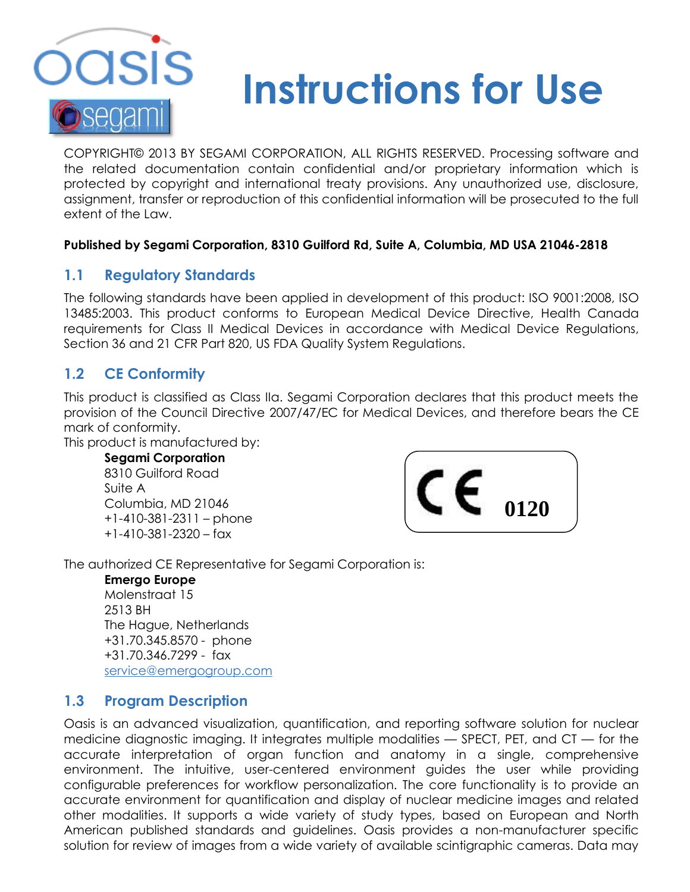# Instructions for Use

COPYRIGHT© 2013 BY SEGAMI CORPORATION, ALL RIGHTS RESERVED. Processing software and the related documentation contain confidential and/or proprietary information which is protected by copyright and international treaty provisions. Any unauthorized use, disclosure, assignment, transfer or reproduction of this confidential information will be prosecuted to the full extent of the Law.

**Published by Segami Corporation, 8310 Guilford Rd, Suite A, Columbia, MD USA 21046-2818**

## 1.1 Regulatory Standards

The following standards have been applied in development of this product: ISO 9001:2008, ISO 13485:2003. This product conforms to European Medical Device Directive, Health Canada requirements for Class II Medical Devices in accordance with Medical Device Regulations, Section 36 and 21 CFR Part 820, US FDA Quality System Regulations.

## 1.2 CE Conformity

This product is classified as Class IIa. Segami Corporation declares that this product meets the provision of the Council Directive 2007/47/EC for Medical Devices, and therefore bears the CE mark of conformity.

This product is manufactured by:

**Segami Corporation**
8310 Guilford Road
Suite A
Columbia, MD 21046
+1-410-381-2311 – phone
+1-410-381-2320 – fax

CE 0120

The authorized CE Representative for Segami Corporation is:

**Emergo Europe**
Molenstraat 15
2513 BH
The Hague, Netherlands
+31.70.345.8570 - phone
+31.70.346.7299 - fax
service@emergogroup.com

## 1.3 Program Description

Oasis is an advanced visualization, quantification, and reporting software solution for nuclear medicine diagnostic imaging. It integrates multiple modalities — SPECT, PET, and CT — for the accurate interpretation of organ function and anatomy in a single, comprehensive environment. The intuitive, user-centered environment guides the user while providing configurable preferences for workflow personalization. The core functionality is to provide an accurate environment for quantification and display of nuclear medicine images and related other modalities. It supports a wide variety of study types, based on European and North American published standards and guidelines. Oasis provides a non-manufacturer specific solution for review of images from a wide variety of available scintigraphic cameras. Data may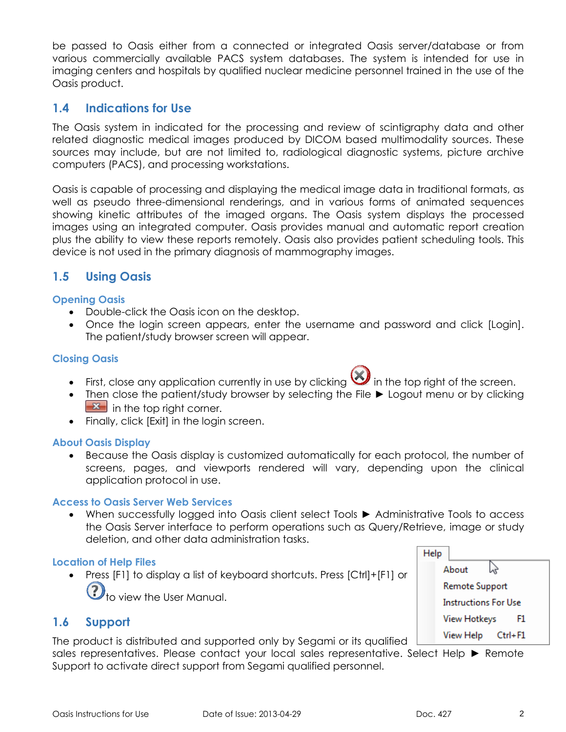be passed to Oasis either from a connected or integrated Oasis server/database or from various commercially available PACS system databases. The system is intended for use in imaging centers and hospitals by qualified nuclear medicine personnel trained in the use of the Oasis product.

## 1.4 Indications for Use

The Oasis system in indicated for the processing and review of scintigraphy data and other related diagnostic medical images produced by DICOM based multimodality sources. These sources may include, but are not limited to, radiological diagnostic systems, picture archive computers (PACS), and processing workstations.

Oasis is capable of processing and displaying the medical image data in traditional formats, as well as pseudo three-dimensional renderings, and in various forms of animated sequences showing kinetic attributes of the imaged organs. The Oasis system displays the processed images using an integrated computer. Oasis provides manual and automatic report creation plus the ability to view these reports remotely. Oasis also provides patient scheduling tools. This device is not used in the primary diagnosis of mammography images.

## 1.5 Using Oasis

### Opening Oasis

- Double-click the Oasis icon on the desktop.
- Once the login screen appears, enter the username and password and click [Login]. The patient/study browser screen will appear.

### Closing Oasis

- First, close any application currently in use by clicking ⊗ in the top right of the screen.
- Then close the patient/study browser by selecting the File ► Logout menu or by clicking ✕ in the top right corner.
- Finally, click [Exit] in the login screen.

### About Oasis Display

- Because the Oasis display is customized automatically for each protocol, the number of screens, pages, and viewports rendered will vary, depending upon the clinical application protocol in use.

### Access to Oasis Server Web Services

- When successfully logged into Oasis client select Tools ► Administrative Tools to access the Oasis Server interface to perform operations such as Query/Retrieve, image or study deletion, and other data administration tasks.

### Location of Help Files

- Press [F1] to display a list of keyboard shortcuts. Press [Ctrl]+[F1] or ? to view the User Manual.

| Help | |
|---|---|
| About | |
| Remote Support | |
| Instructions For Use | |
| View Hotkeys | F1 |
| View Help | Ctrl+F1 |

## 1.6 Support

The product is distributed and supported only by Segami or its qualified sales representatives. Please contact your local sales representative. Select Help ► Remote Support to activate direct support from Segami qualified personnel.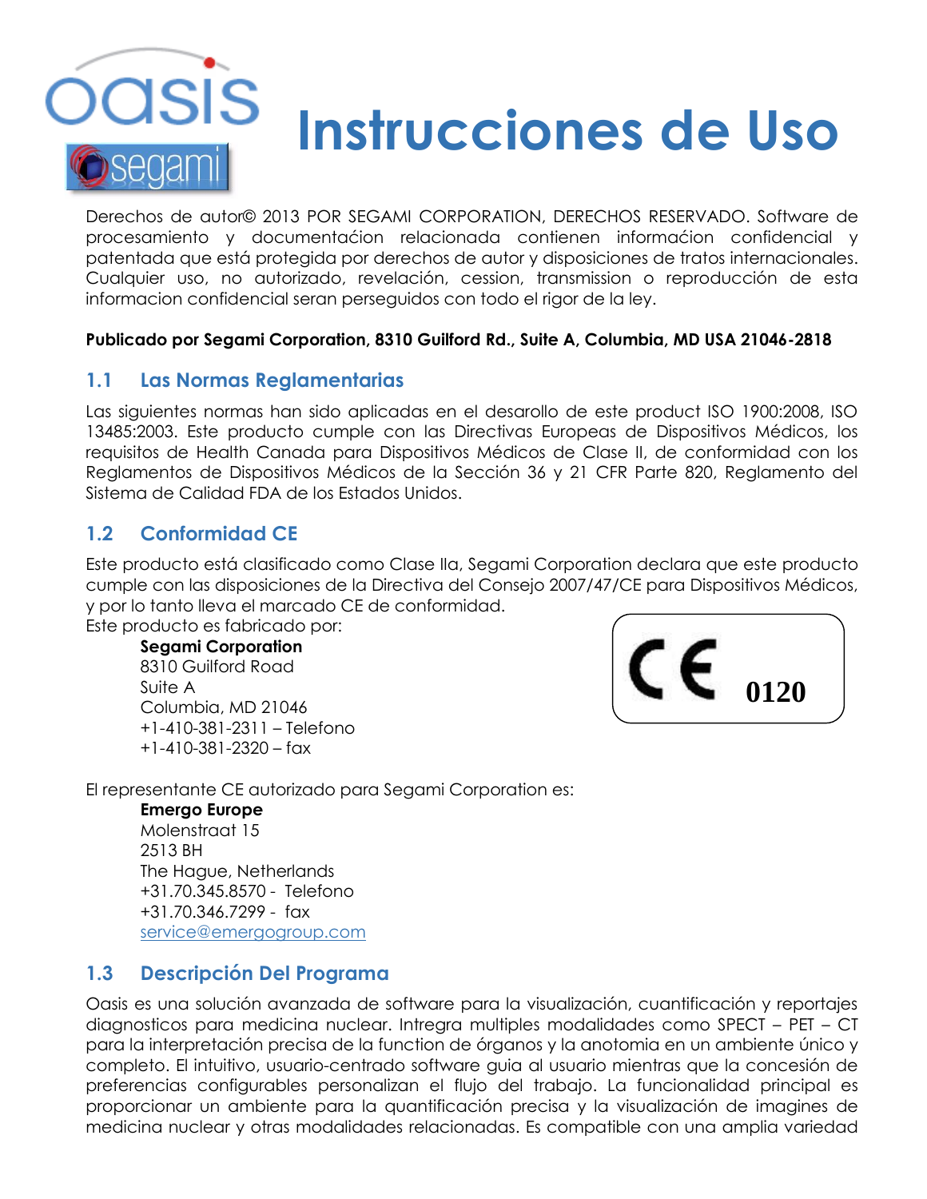# Instrucciones de Uso

Derechos de autor© 2013 POR SEGAMI CORPORATION, DERECHOS RESERVADO. Software de procesamiento y documentaćion relacionada contienen informaćion confidencial y patentada que está protegida por derechos de autor y disposiciones de tratos internacionales. Cualquier uso, no autorizado, revelación, cession, transmission o reproducción de esta informacion confidencial seran perseguidos con todo el rigor de la ley.

**Publicado por Segami Corporation, 8310 Guilford Rd., Suite A, Columbia, MD USA 21046-2818**

## 1.1 Las Normas Reglamentarias

Las siguientes normas han sido aplicadas en el desarollo de este product ISO 1900:2008, ISO 13485:2003. Este producto cumple con las Directivas Europeas de Dispositivos Médicos, los requisitos de Health Canada para Dispositivos Médicos de Clase II, de conformidad con los Reglamentos de Dispositivos Médicos de la Sección 36 y 21 CFR Parte 820, Reglamento del Sistema de Calidad FDA de los Estados Unidos.

## 1.2 Conformidad CE

Este producto está clasificado como Clase IIa, Segami Corporation declara que este producto cumple con las disposiciones de la Directiva del Consejo 2007/47/CE para Dispositivos Médicos, y por lo tanto lleva el marcado CE de conformidad.

Este producto es fabricado por:

**Segami Corporation**
8310 Guilford Road
Suite A
Columbia, MD 21046
+1-410-381-2311 – Telefono
+1-410-381-2320 – fax

CE 0120

El representante CE autorizado para Segami Corporation es:

**Emergo Europe**
Molenstraat 15
2513 BH
The Hague, Netherlands
+31.70.345.8570 - Telefono
+31.70.346.7299 - fax
service@emergogroup.com

## 1.3 Descripción Del Programa

Oasis es una solución avanzada de software para la visualización, cuantificación y reportajes diagnosticos para medicina nuclear. Intregra multiples modalidades como SPECT – PET – CT para la interpretación precisa de la function de órganos y la anotomia en un ambiente único y completo. El intuitivo, usuario-centrado software guia al usuario mientras que la concesión de preferencias configurables personalizan el flujo del trabajo. La funcionalidad principal es proporcionar un ambiente para la quantificación precisa y la visualización de imagines de medicina nuclear y otras modalidades relacionadas. Es compatible con una amplia variedad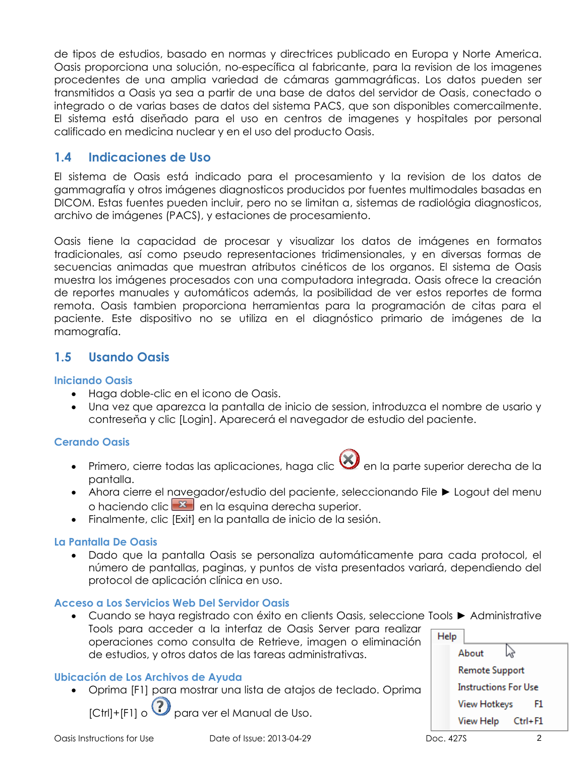de tipos de estudios, basado en normas y directrices publicado en Europa y Norte America. Oasis proporciona una solución, no-específica al fabricante, para la revision de los imagenes procedentes de una amplia variedad de cámaras gammagráficas. Los datos pueden ser transmitidos a Oasis ya sea a partir de una base de datos del servidor de Oasis, conectado o integrado o de varias bases de datos del sistema PACS, que son disponibles comercailmente. El sistema está diseñado para el uso en centros de imagenes y hospitales por personal calificado en medicina nuclear y en el uso del producto Oasis.

## 1.4 Indicaciones de Uso

El sistema de Oasis está indicado para el procesamiento y la revision de los datos de gammagrafía y otros imágenes diagnosticos producidos por fuentes multimodales basadas en DICOM. Estas fuentes pueden incluir, pero no se limitan a, sistemas de radiológia diagnosticos, archivo de imágenes (PACS), y estaciones de procesamiento.

Oasis tiene la capacidad de procesar y visualizar los datos de imágenes en formatos tradicionales, así como pseudo representaciones tridimensionales, y en diversas formas de secuencias animadas que muestran atributos cinéticos de los organos. El sistema de Oasis muestra los imágenes procesados con una computadora integrada. Oasis ofrece la creación de reportes manuales y automáticos además, la posibilidad de ver estos reportes de forma remota. Oasis tambien proporciona herramientas para la programación de citas para el paciente. Este dispositivo no se utiliza en el diagnóstico primario de imágenes de la mamografía.

## 1.5 Usando Oasis

### Iniciando Oasis

- Haga doble-clic en el icono de Oasis.
- Una vez que aparezca la pantalla de inicio de session, introduzca el nombre de usario y contreseña y clic [Login]. Aparecerá el navegador de estudio del paciente.

### Cerando Oasis

- Primero, cierre todas las aplicaciones, haga clic en la parte superior derecha de la pantalla.
- Ahora cierre el navegador/estudio del paciente, seleccionando File ► Logout del menu o haciendo clic en la esquina derecha superior.
- Finalmente, clic [Exit] en la pantalla de inicio de la sesión.

### La Pantalla De Oasis

- Dado que la pantalla Oasis se personaliza automáticamente para cada protocol, el número de pantallas, paginas, y puntos de vista presentados variará, dependiendo del protocol de aplicación clínica en uso.

### Acceso a Los Servicios Web Del Servidor Oasis

- Cuando se haya registrado con éxito en clients Oasis, seleccione Tools ► Administrative Tools para acceder a la interfaz de Oasis Server para realizar operaciones como consulta de Retrieve, imagen o eliminación de estudios, y otros datos de las tareas administrativas.

### Ubicación de Los Archivos de Ayuda

- Oprima [F1] para mostrar una lista de atajos de teclado. Oprima [Ctrl]+[F1] o para ver el Manual de Uso.

Help
- About
- Remote Support
- Instructions For Use
- View Hotkeys F1
- View Help Ctrl+F1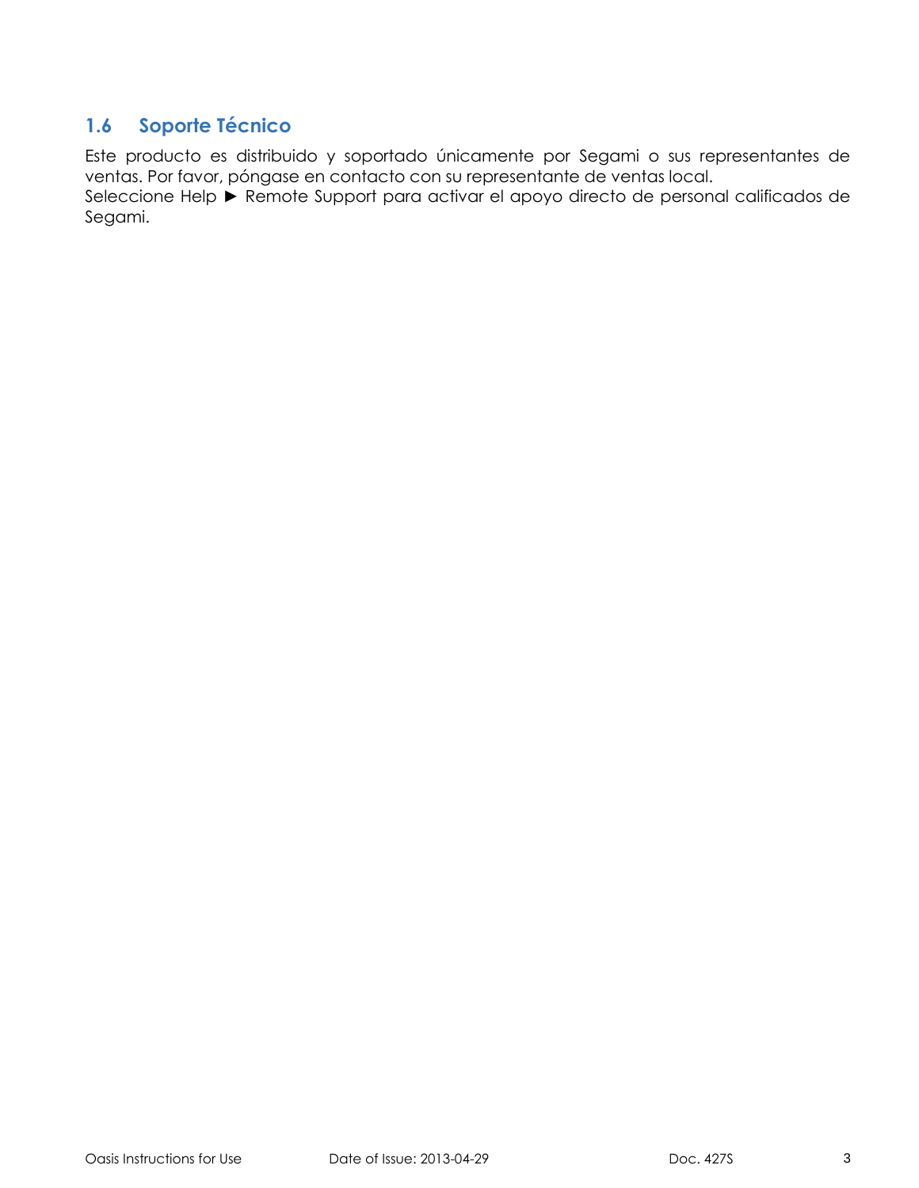## 1.6 Soporte Técnico

Este producto es distribuido y soportado únicamente por Segami o sus representantes de ventas. Por favor, póngase en contacto con su representante de ventas local.
Seleccione Help ► Remote Support para activar el apoyo directo de personal calificados de Segami.